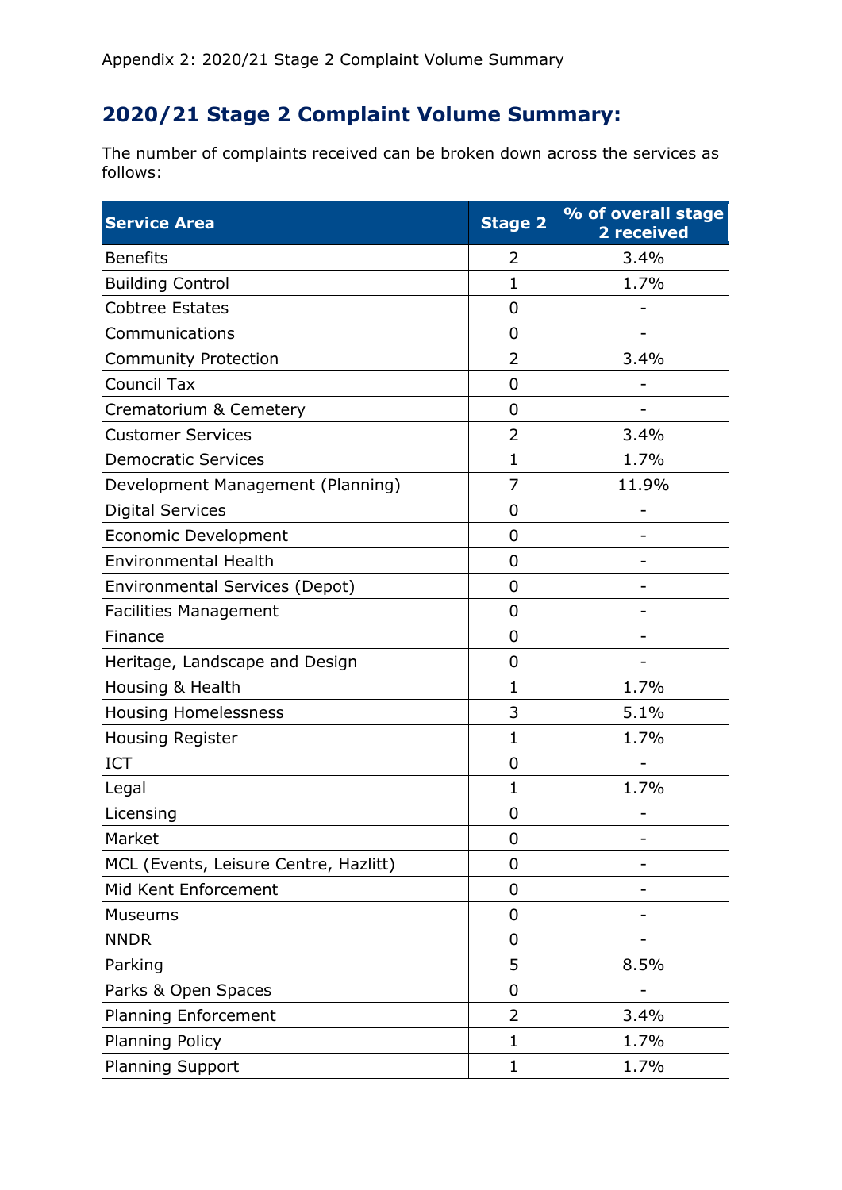Appendix 2: 2020/21 Stage 2 Complaint Volume Summary

## 2020/21 Stage 2 Complaint Volume Summary:

The number of complaints received can be broken down across the services as follows:

| Service Area | Stage 2 | % of overall stage 2 received |
|---|---|---|
| Benefits | 2 | 3.4% |
| Building Control | 1 | 1.7% |
| Cobtree Estates | 0 | - |
| Communications | 0 | - |
| Community Protection | 2 | 3.4% |
| Council Tax | 0 | - |
| Crematorium & Cemetery | 0 | - |
| Customer Services | 2 | 3.4% |
| Democratic Services | 1 | 1.7% |
| Development Management (Planning) | 7 | 11.9% |
| Digital Services | 0 | - |
| Economic Development | 0 | - |
| Environmental Health | 0 | - |
| Environmental Services (Depot) | 0 | - |
| Facilities Management | 0 | - |
| Finance | 0 | - |
| Heritage, Landscape and Design | 0 | - |
| Housing & Health | 1 | 1.7% |
| Housing Homelessness | 3 | 5.1% |
| Housing Register | 1 | 1.7% |
| ICT | 0 | - |
| Legal | 1 | 1.7% |
| Licensing | 0 | - |
| Market | 0 | - |
| MCL (Events, Leisure Centre, Hazlitt) | 0 | - |
| Mid Kent Enforcement | 0 | - |
| Museums | 0 | - |
| NNDR | 0 | - |
| Parking | 5 | 8.5% |
| Parks & Open Spaces | 0 | - |
| Planning Enforcement | 2 | 3.4% |
| Planning Policy | 1 | 1.7% |
| Planning Support | 1 | 1.7% |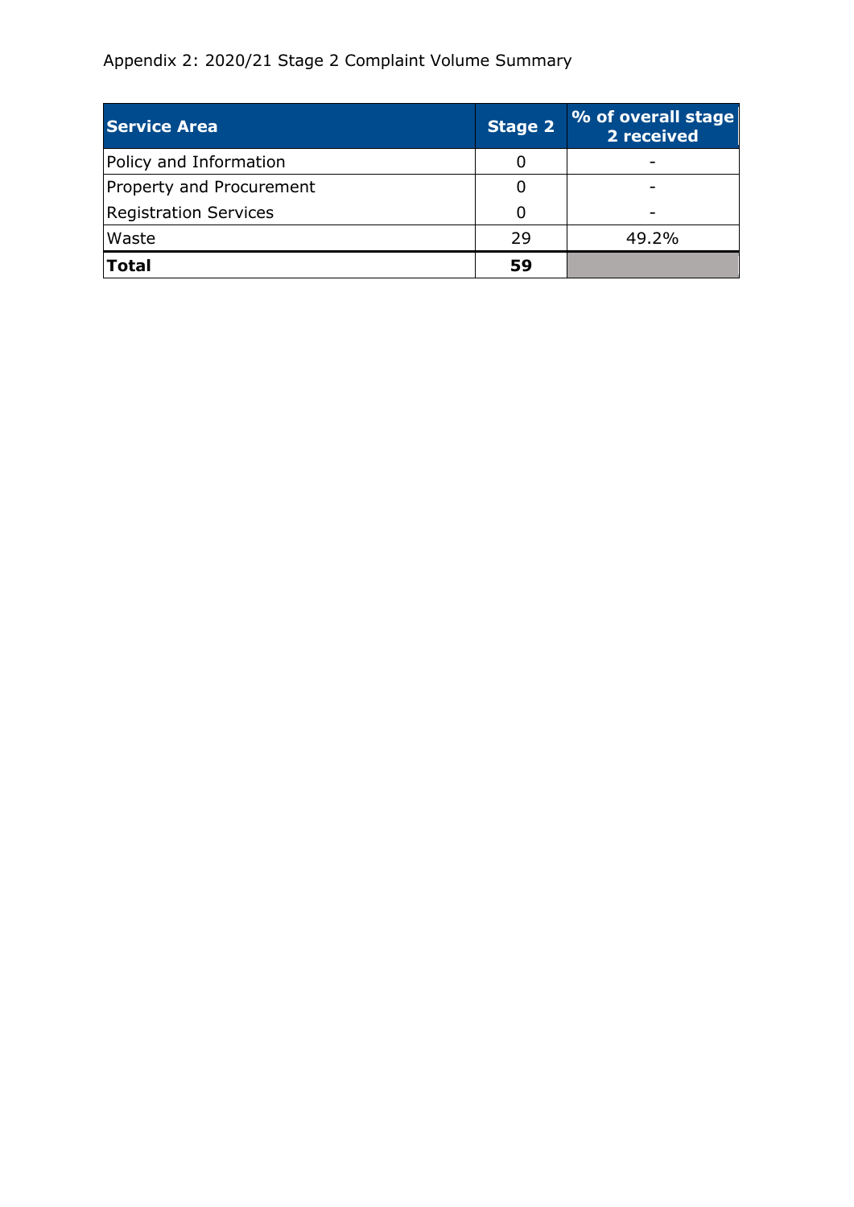Appendix 2: 2020/21 Stage 2 Complaint Volume Summary

| Service Area | Stage 2 | % of overall stage 2 received |
|---|---|---|
| Policy and Information | 0 | - |
| Property and Procurement | 0 | - |
| Registration Services | 0 | - |
| Waste | 29 | 49.2% |
| **Total** | **59** | |